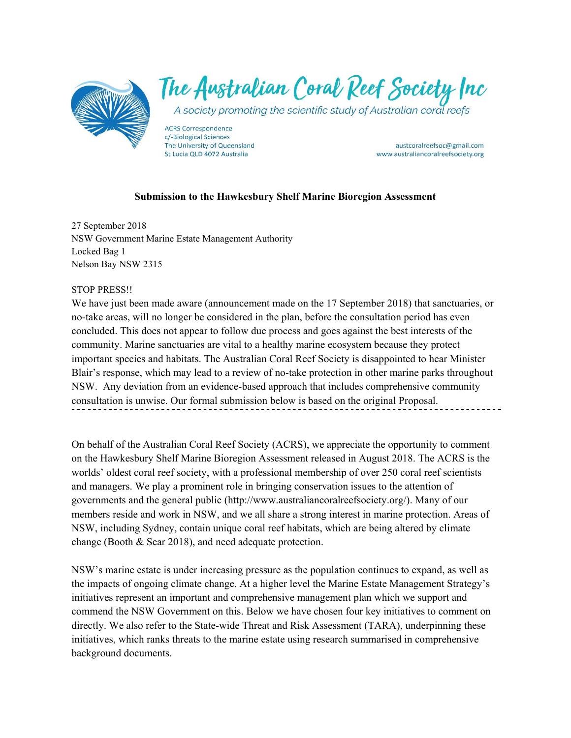# The Australian Coral Reef Society Inc

*A society promoting the scientific study of Australian coral reefs*

ACRS Correspondence
c/-Biological Sciences
The University of Queensland
St Lucia QLD 4072 Australia

austcoralreefsoc@gmail.com
www.australiancoralreefsociety.org

## Submission to the Hawkesbury Shelf Marine Bioregion Assessment

27 September 2018
NSW Government Marine Estate Management Authority
Locked Bag 1
Nelson Bay NSW 2315

STOP PRESS!!
We have just been made aware (announcement made on the 17 September 2018) that sanctuaries, or no-take areas, will no longer be considered in the plan, before the consultation period has even concluded. This does not appear to follow due process and goes against the best interests of the community. Marine sanctuaries are vital to a healthy marine ecosystem because they protect important species and habitats. The Australian Coral Reef Society is disappointed to hear Minister Blair's response, which may lead to a review of no-take protection in other marine parks throughout NSW. Any deviation from an evidence-based approach that includes comprehensive community consultation is unwise. Our formal submission below is based on the original Proposal.

---

On behalf of the Australian Coral Reef Society (ACRS), we appreciate the opportunity to comment on the Hawkesbury Shelf Marine Bioregion Assessment released in August 2018. The ACRS is the worlds' oldest coral reef society, with a professional membership of over 250 coral reef scientists and managers. We play a prominent role in bringing conservation issues to the attention of governments and the general public (http://www.australiancoralreefsociety.org/). Many of our members reside and work in NSW, and we all share a strong interest in marine protection. Areas of NSW, including Sydney, contain unique coral reef habitats, which are being altered by climate change (Booth & Sear 2018), and need adequate protection.

NSW's marine estate is under increasing pressure as the population continues to expand, as well as the impacts of ongoing climate change. At a higher level the Marine Estate Management Strategy's initiatives represent an important and comprehensive management plan which we support and commend the NSW Government on this. Below we have chosen four key initiatives to comment on directly. We also refer to the State-wide Threat and Risk Assessment (TARA), underpinning these initiatives, which ranks threats to the marine estate using research summarised in comprehensive background documents.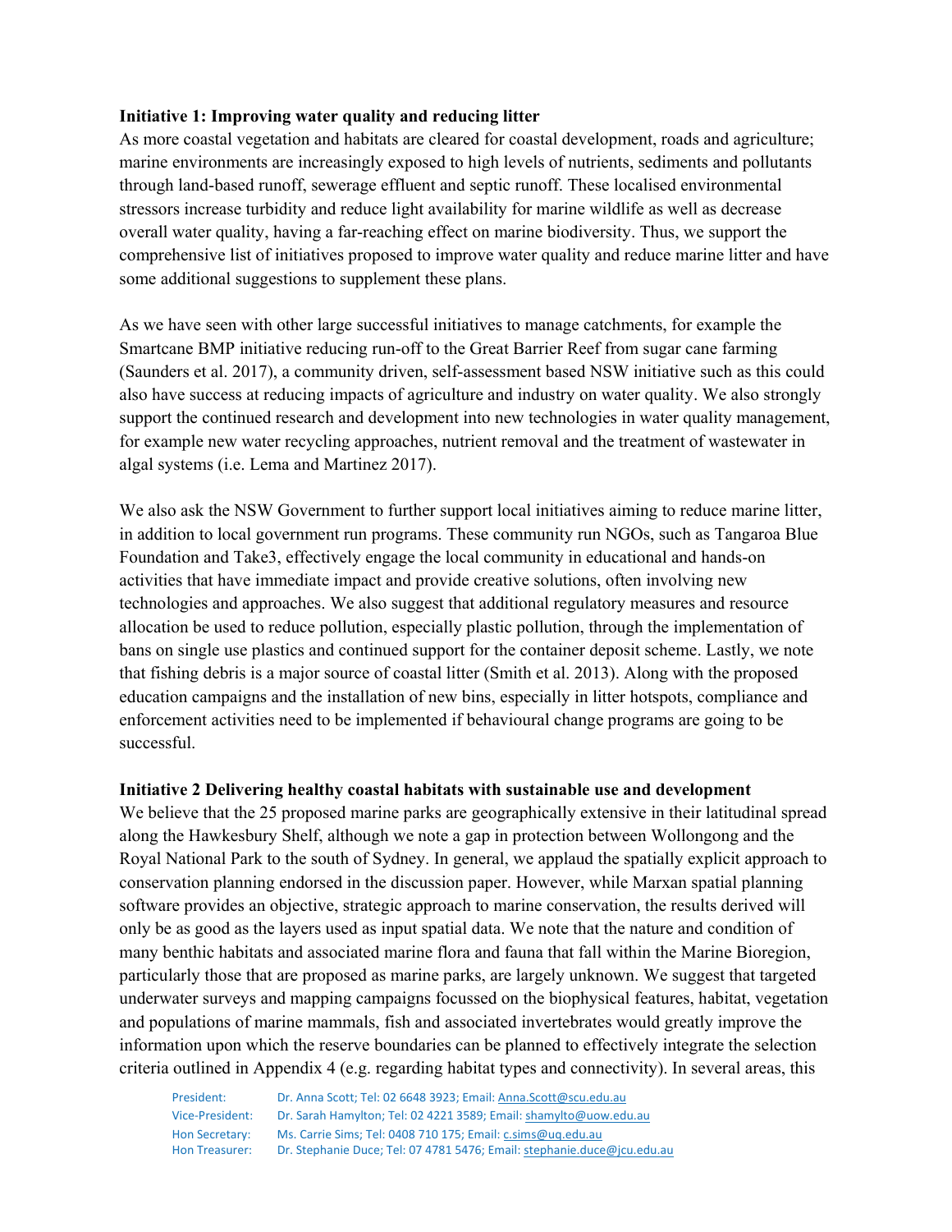**Initiative 1: Improving water quality and reducing litter**

As more coastal vegetation and habitats are cleared for coastal development, roads and agriculture; marine environments are increasingly exposed to high levels of nutrients, sediments and pollutants through land-based runoff, sewerage effluent and septic runoff. These localised environmental stressors increase turbidity and reduce light availability for marine wildlife as well as decrease overall water quality, having a far-reaching effect on marine biodiversity. Thus, we support the comprehensive list of initiatives proposed to improve water quality and reduce marine litter and have some additional suggestions to supplement these plans.

As we have seen with other large successful initiatives to manage catchments, for example the Smartcane BMP initiative reducing run-off to the Great Barrier Reef from sugar cane farming (Saunders et al. 2017), a community driven, self-assessment based NSW initiative such as this could also have success at reducing impacts of agriculture and industry on water quality. We also strongly support the continued research and development into new technologies in water quality management, for example new water recycling approaches, nutrient removal and the treatment of wastewater in algal systems (i.e. Lema and Martinez 2017).

We also ask the NSW Government to further support local initiatives aiming to reduce marine litter, in addition to local government run programs. These community run NGOs, such as Tangaroa Blue Foundation and Take3, effectively engage the local community in educational and hands-on activities that have immediate impact and provide creative solutions, often involving new technologies and approaches. We also suggest that additional regulatory measures and resource allocation be used to reduce pollution, especially plastic pollution, through the implementation of bans on single use plastics and continued support for the container deposit scheme. Lastly, we note that fishing debris is a major source of coastal litter (Smith et al. 2013). Along with the proposed education campaigns and the installation of new bins, especially in litter hotspots, compliance and enforcement activities need to be implemented if behavioural change programs are going to be successful.

**Initiative 2 Delivering healthy coastal habitats with sustainable use and development**

We believe that the 25 proposed marine parks are geographically extensive in their latitudinal spread along the Hawkesbury Shelf, although we note a gap in protection between Wollongong and the Royal National Park to the south of Sydney. In general, we applaud the spatially explicit approach to conservation planning endorsed in the discussion paper. However, while Marxan spatial planning software provides an objective, strategic approach to marine conservation, the results derived will only be as good as the layers used as input spatial data. We note that the nature and condition of many benthic habitats and associated marine flora and fauna that fall within the Marine Bioregion, particularly those that are proposed as marine parks, are largely unknown. We suggest that targeted underwater surveys and mapping campaigns focussed on the biophysical features, habitat, vegetation and populations of marine mammals, fish and associated invertebrates would greatly improve the information upon which the reserve boundaries can be planned to effectively integrate the selection criteria outlined in Appendix 4 (e.g. regarding habitat types and connectivity). In several areas, this

President: Dr. Anna Scott; Tel: 02 6648 3923; Email: Anna.Scott@scu.edu.au
Vice-President: Dr. Sarah Hamylton; Tel: 02 4221 3589; Email: shamylto@uow.edu.au
Hon Secretary: Ms. Carrie Sims; Tel: 0408 710 175; Email: c.sims@uq.edu.au
Hon Treasurer: Dr. Stephanie Duce; Tel: 07 4781 5476; Email: stephanie.duce@jcu.edu.au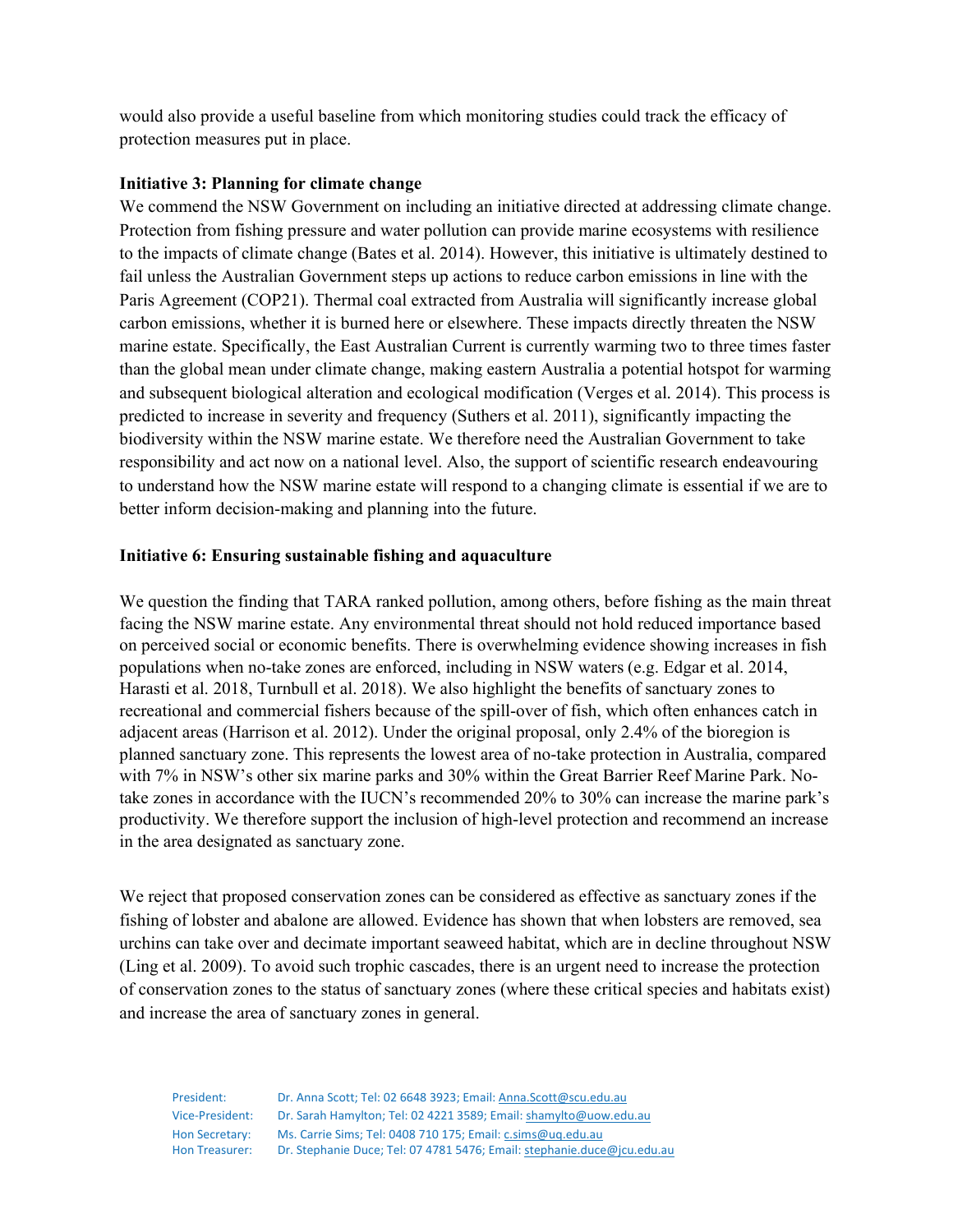would also provide a useful baseline from which monitoring studies could track the efficacy of protection measures put in place.

**Initiative 3: Planning for climate change**

We commend the NSW Government on including an initiative directed at addressing climate change. Protection from fishing pressure and water pollution can provide marine ecosystems with resilience to the impacts of climate change (Bates et al. 2014). However, this initiative is ultimately destined to fail unless the Australian Government steps up actions to reduce carbon emissions in line with the Paris Agreement (COP21). Thermal coal extracted from Australia will significantly increase global carbon emissions, whether it is burned here or elsewhere. These impacts directly threaten the NSW marine estate. Specifically, the East Australian Current is currently warming two to three times faster than the global mean under climate change, making eastern Australia a potential hotspot for warming and subsequent biological alteration and ecological modification (Verges et al. 2014). This process is predicted to increase in severity and frequency (Suthers et al. 2011), significantly impacting the biodiversity within the NSW marine estate. We therefore need the Australian Government to take responsibility and act now on a national level. Also, the support of scientific research endeavouring to understand how the NSW marine estate will respond to a changing climate is essential if we are to better inform decision-making and planning into the future.

**Initiative 6: Ensuring sustainable fishing and aquaculture**

We question the finding that TARA ranked pollution, among others, before fishing as the main threat facing the NSW marine estate. Any environmental threat should not hold reduced importance based on perceived social or economic benefits. There is overwhelming evidence showing increases in fish populations when no-take zones are enforced, including in NSW waters (e.g. Edgar et al. 2014, Harasti et al. 2018, Turnbull et al. 2018). We also highlight the benefits of sanctuary zones to recreational and commercial fishers because of the spill-over of fish, which often enhances catch in adjacent areas (Harrison et al. 2012). Under the original proposal, only 2.4% of the bioregion is planned sanctuary zone. This represents the lowest area of no-take protection in Australia, compared with 7% in NSW's other six marine parks and 30% within the Great Barrier Reef Marine Park. No-take zones in accordance with the IUCN's recommended 20% to 30% can increase the marine park's productivity. We therefore support the inclusion of high-level protection and recommend an increase in the area designated as sanctuary zone.

We reject that proposed conservation zones can be considered as effective as sanctuary zones if the fishing of lobster and abalone are allowed. Evidence has shown that when lobsters are removed, sea urchins can take over and decimate important seaweed habitat, which are in decline throughout NSW (Ling et al. 2009). To avoid such trophic cascades, there is an urgent need to increase the protection of conservation zones to the status of sanctuary zones (where these critical species and habitats exist) and increase the area of sanctuary zones in general.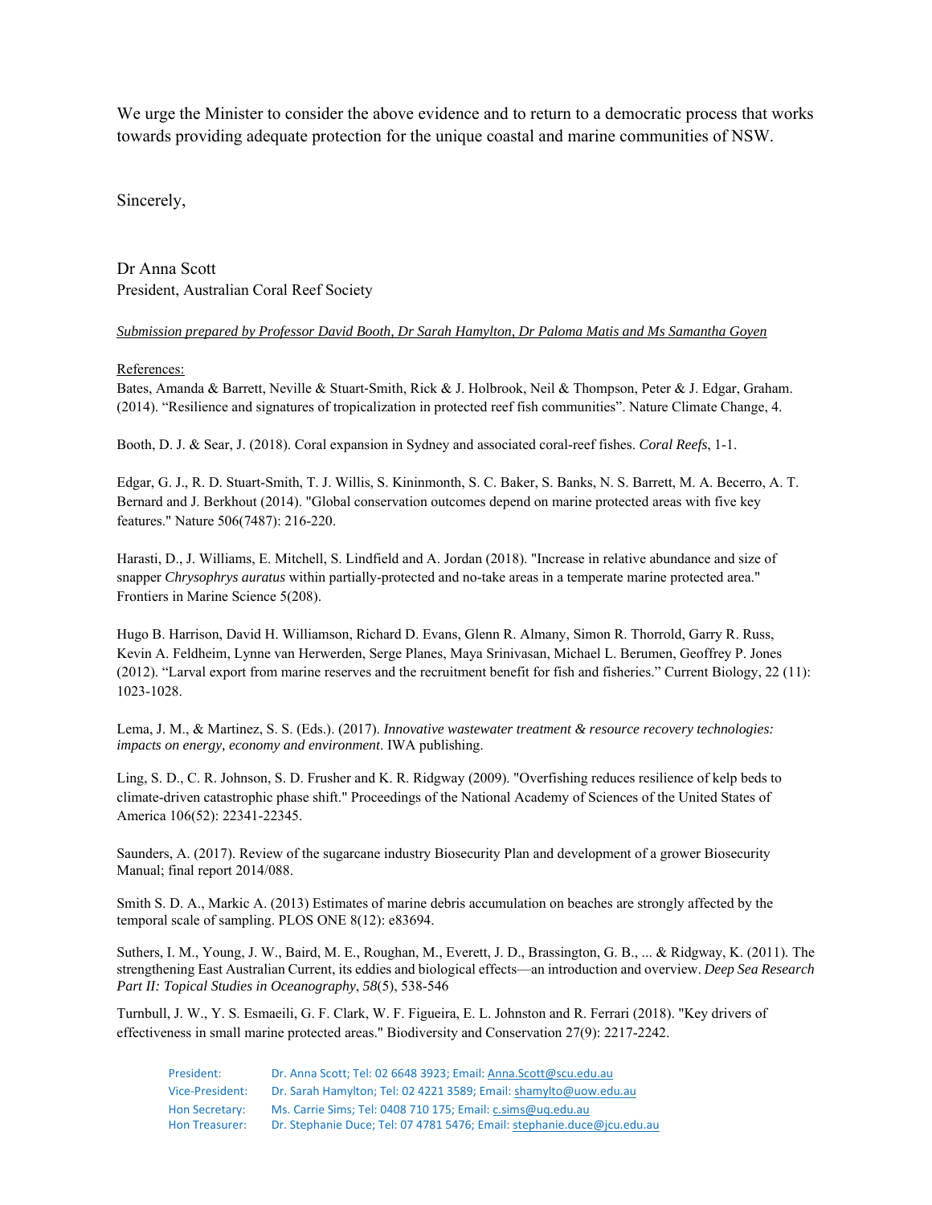We urge the Minister to consider the above evidence and to return to a democratic process that works towards providing adequate protection for the unique coastal and marine communities of NSW.

Sincerely,

Dr Anna Scott
President, Australian Coral Reef Society

*Submission prepared by Professor David Booth, Dr Sarah Hamylton, Dr Paloma Matis and Ms Samantha Goyen*

References:

Bates, Amanda & Barrett, Neville & Stuart-Smith, Rick & J. Holbrook, Neil & Thompson, Peter & J. Edgar, Graham. (2014). "Resilience and signatures of tropicalization in protected reef fish communities". Nature Climate Change, 4.

Booth, D. J. & Sear, J. (2018). Coral expansion in Sydney and associated coral-reef fishes. *Coral Reefs*, 1-1.

Edgar, G. J., R. D. Stuart-Smith, T. J. Willis, S. Kininmonth, S. C. Baker, S. Banks, N. S. Barrett, M. A. Becerro, A. T. Bernard and J. Berkhout (2014). "Global conservation outcomes depend on marine protected areas with five key features." Nature 506(7487): 216-220.

Harasti, D., J. Williams, E. Mitchell, S. Lindfield and A. Jordan (2018). "Increase in relative abundance and size of snapper *Chrysophrys auratus* within partially-protected and no-take areas in a temperate marine protected area." Frontiers in Marine Science 5(208).

Hugo B. Harrison, David H. Williamson, Richard D. Evans, Glenn R. Almany, Simon R. Thorrold, Garry R. Russ, Kevin A. Feldheim, Lynne van Herwerden, Serge Planes, Maya Srinivasan, Michael L. Berumen, Geoffrey P. Jones (2012). "Larval export from marine reserves and the recruitment benefit for fish and fisheries." Current Biology, 22 (11): 1023-1028.

Lema, J. M., & Martinez, S. S. (Eds.). (2017). *Innovative wastewater treatment & resource recovery technologies: impacts on energy, economy and environment*. IWA publishing.

Ling, S. D., C. R. Johnson, S. D. Frusher and K. R. Ridgway (2009). "Overfishing reduces resilience of kelp beds to climate-driven catastrophic phase shift." Proceedings of the National Academy of Sciences of the United States of America 106(52): 22341-22345.

Saunders, A. (2017). Review of the sugarcane industry Biosecurity Plan and development of a grower Biosecurity Manual; final report 2014/088.

Smith S. D. A., Markic A. (2013) Estimates of marine debris accumulation on beaches are strongly affected by the temporal scale of sampling. PLOS ONE 8(12): e83694.

Suthers, I. M., Young, J. W., Baird, M. E., Roughan, M., Everett, J. D., Brassington, G. B., ... & Ridgway, K. (2011). The strengthening East Australian Current, its eddies and biological effects—an introduction and overview. *Deep Sea Research Part II: Topical Studies in Oceanography*, *58*(5), 538-546

Turnbull, J. W., Y. S. Esmaeili, G. F. Clark, W. F. Figueira, E. L. Johnston and R. Ferrari (2018). "Key drivers of effectiveness in small marine protected areas." Biodiversity and Conservation 27(9): 2217-2242.

President: Dr. Anna Scott; Tel: 02 6648 3923; Email: Anna.Scott@scu.edu.au
Vice-President: Dr. Sarah Hamylton; Tel: 02 4221 3589; Email: shamylto@uow.edu.au
Hon Secretary: Ms. Carrie Sims; Tel: 0408 710 175; Email: c.sims@uq.edu.au
Hon Treasurer: Dr. Stephanie Duce; Tel: 07 4781 5476; Email: stephanie.duce@jcu.edu.au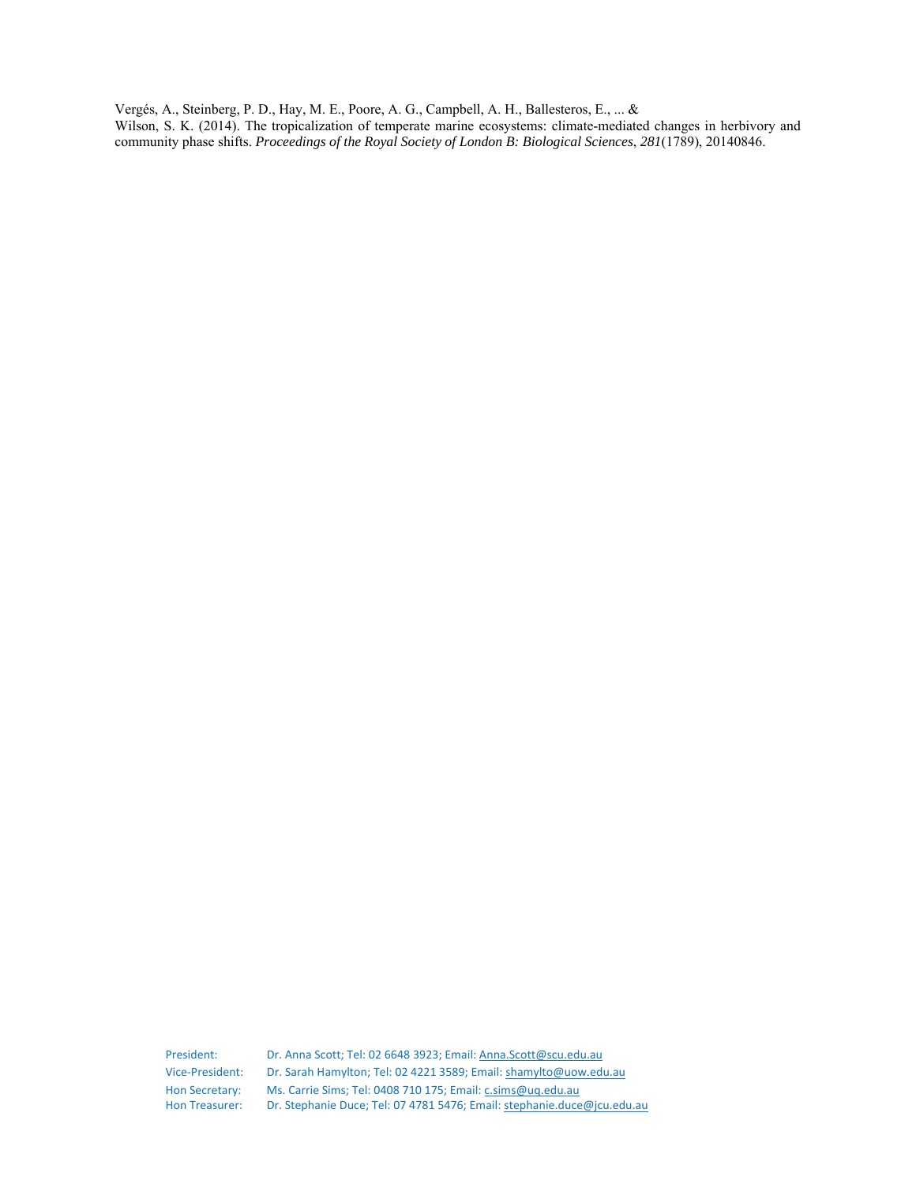Vergés, A., Steinberg, P. D., Hay, M. E., Poore, A. G., Campbell, A. H., Ballesteros, E., ... & Wilson, S. K. (2014). The tropicalization of temperate marine ecosystems: climate-mediated changes in herbivory and community phase shifts. *Proceedings of the Royal Society of London B: Biological Sciences*, *281*(1789), 20140846.

President: Dr. Anna Scott; Tel: 02 6648 3923; Email: Anna.Scott@scu.edu.au
Vice-President: Dr. Sarah Hamylton; Tel: 02 4221 3589; Email: shamylto@uow.edu.au
Hon Secretary: Ms. Carrie Sims; Tel: 0408 710 175; Email: c.sims@uq.edu.au
Hon Treasurer: Dr. Stephanie Duce; Tel: 07 4781 5476; Email: stephanie.duce@jcu.edu.au